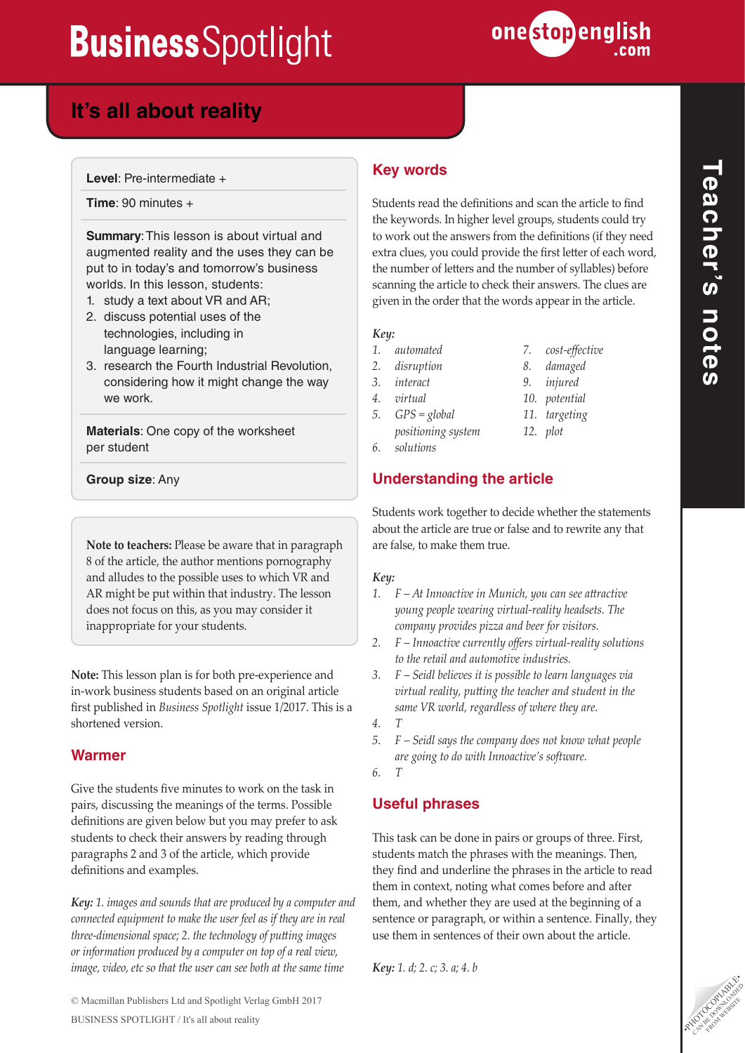# It's all about reality

**Level**: Pre-intermediate +

**Time**: 90 minutes +

**Summary**: This lesson is about virtual and augmented reality and the uses they can be put to in today's and tomorrow's business worlds. In this lesson, students:

1. study a text about VR and AR;
2. discuss potential uses of the technologies, including in language learning;
3. research the Fourth Industrial Revolution, considering how it might change the way we work.

**Materials**: One copy of the worksheet per student

**Group size**: Any

**Note to teachers:** Please be aware that in paragraph 8 of the article, the author mentions pornography and alludes to the possible uses to which VR and AR might be put within that industry. The lesson does not focus on this, as you may consider it inappropriate for your students.

**Note:** This lesson plan is for both pre-experience and in-work business students based on an original article first published in *Business Spotlight* issue 1/2017. This is a shortened version.

## Warmer

Give the students five minutes to work on the task in pairs, discussing the meanings of the terms. Possible definitions are given below but you may prefer to ask students to check their answers by reading through paragraphs 2 and 3 of the article, which provide definitions and examples.

***Key:*** *1. images and sounds that are produced by a computer and connected equipment to make the user feel as if they are in real three-dimensional space; 2. the technology of putting images or information produced by a computer on top of a real view, image, video, etc so that the user can see both at the same time*

## Key words

Students read the definitions and scan the article to find the keywords. In higher level groups, students could try to work out the answers from the definitions (if they need extra clues, you could provide the first letter of each word, the number of letters and the number of syllables) before scanning the article to check their answers. The clues are given in the order that the words appear in the article.

***Key:***

1. *automated*
2. *disruption*
3. *interact*
4. *virtual*
5. *GPS = global positioning system*
6. *solutions*
7. *cost-effective*
8. *damaged*
9. *injured*
10. *potential*
11. *targeting*
12. *plot*

## Understanding the article

Students work together to decide whether the statements about the article are true or false and to rewrite any that are false, to make them true.

***Key:***

1. *F – At Innoactive in Munich, you can see attractive young people wearing virtual-reality headsets. The company provides pizza and beer for visitors.*
2. *F – Innoactive currently offers virtual-reality solutions to the retail and automotive industries.*
3. *F – Seidl believes it is possible to learn languages via virtual reality, putting the teacher and student in the same VR world, regardless of where they are.*
4. *T*
5. *F – Seidl says the company does not know what people are going to do with Innoactive's software.*
6. *T*

## Useful phrases

This task can be done in pairs or groups of three. First, students match the phrases with the meanings. Then, they find and underline the phrases in the article to read them in context, noting what comes before and after them, and whether they are used at the beginning of a sentence or paragraph, or within a sentence. Finally, they use them in sentences of their own about the article.

***Key:*** *1. d; 2. c; 3. a; 4. b*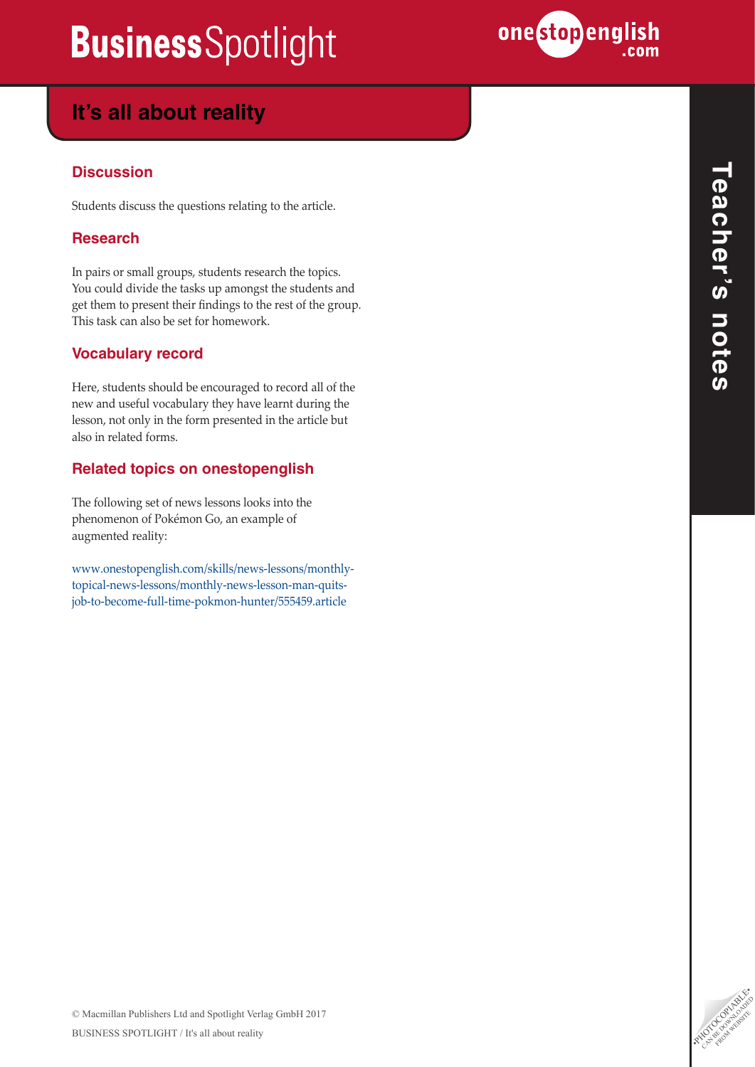# It's all about reality

## Discussion

Students discuss the questions relating to the article.

## Research

In pairs or small groups, students research the topics. You could divide the tasks up amongst the students and get them to present their findings to the rest of the group. This task can also be set for homework.

## Vocabulary record

Here, students should be encouraged to record all of the new and useful vocabulary they have learnt during the lesson, not only in the form presented in the article but also in related forms.

## Related topics on onestopenglish

The following set of news lessons looks into the phenomenon of Pokémon Go, an example of augmented reality:

www.onestopenglish.com/skills/news-lessons/monthly-topical-news-lessons/monthly-news-lesson-man-quits-job-to-become-full-time-pokmon-hunter/555459.article

© Macmillan Publishers Ltd and Spotlight Verlag GmbH 2017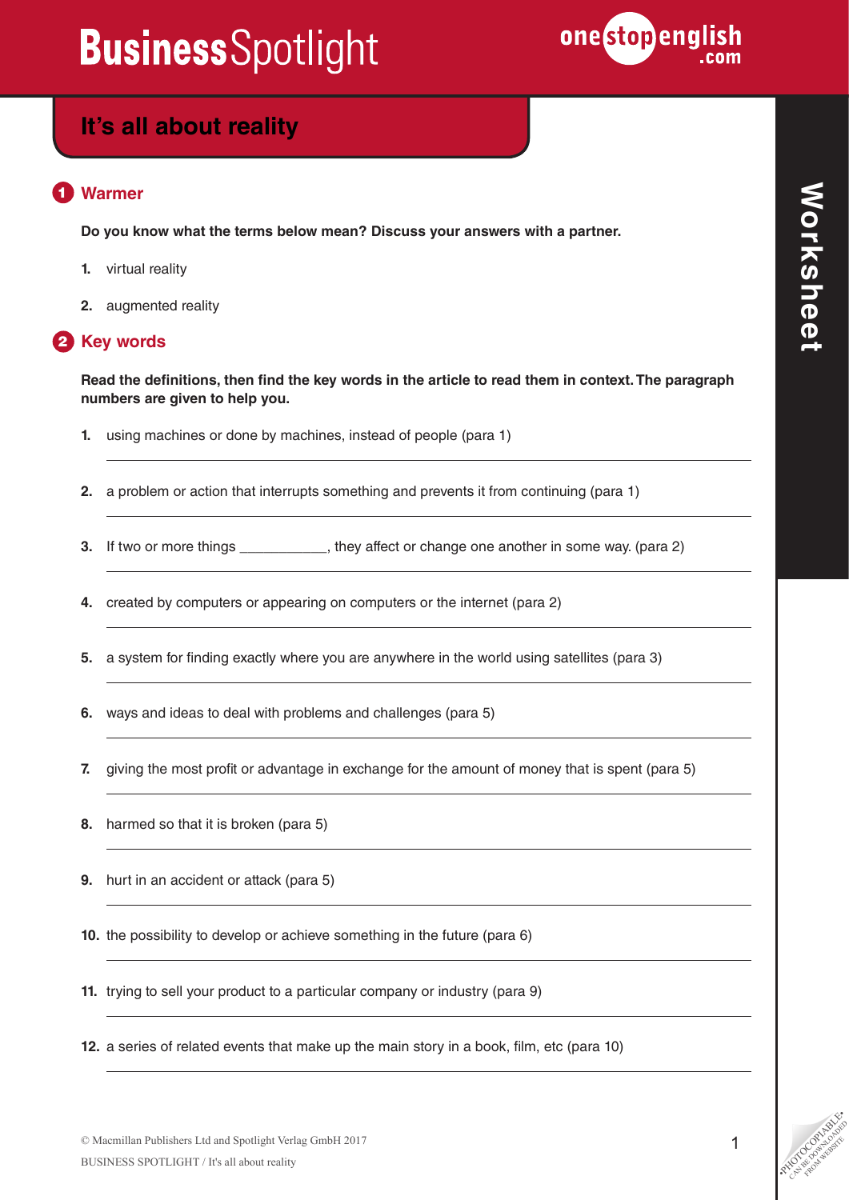# It's all about reality

## 1 Warmer

**Do you know what the terms below mean? Discuss your answers with a partner.**

1. virtual reality
2. augmented reality

## 2 Key words

**Read the definitions, then find the key words in the article to read them in context. The paragraph numbers are given to help you.**

1. using machines or done by machines, instead of people (para 1)

   ______________________________

2. a problem or action that interrupts something and prevents it from continuing (para 1)

   ______________________________

3. If two or more things ___________, they affect or change one another in some way. (para 2)

   ______________________________

4. created by computers or appearing on computers or the internet (para 2)

   ______________________________

5. a system for finding exactly where you are anywhere in the world using satellites (para 3)

   ______________________________

6. ways and ideas to deal with problems and challenges (para 5)

   ______________________________

7. giving the most profit or advantage in exchange for the amount of money that is spent (para 5)

   ______________________________

8. harmed so that it is broken (para 5)

   ______________________________

9. hurt in an accident or attack (para 5)

   ______________________________

10. the possibility to develop or achieve something in the future (para 6)

    ______________________________

11. trying to sell your product to a particular company or industry (para 9)

    ______________________________

12. a series of related events that make up the main story in a book, film, etc (para 10)

    ______________________________

© Macmillan Publishers Ltd and Spotlight Verlag GmbH 2017
BUSINESS SPOTLIGHT / It's all about reality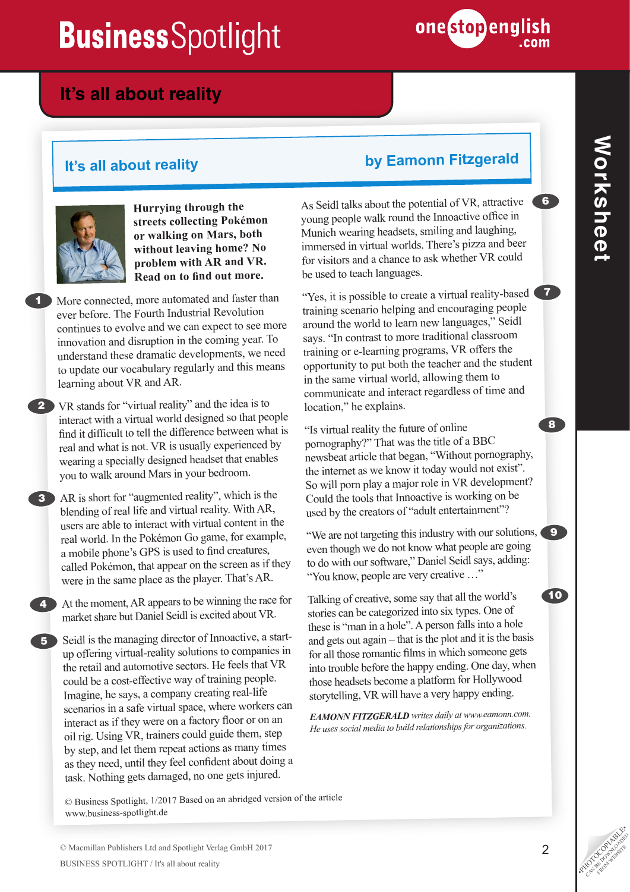# It's all about reality

## It's all about reality

**by Eamonn Fitzgerald**

**Hurrying through the streets collecting Pokémon or walking on Mars, both without leaving home? No problem with AR and VR. Read on to find out more.**

1 More connected, more automated and faster than ever before. The Fourth Industrial Revolution continues to evolve and we can expect to see more innovation and disruption in the coming year. To understand these dramatic developments, we need to update our vocabulary regularly and this means learning about VR and AR.

2 VR stands for "virtual reality" and the idea is to interact with a virtual world designed so that people find it difficult to tell the difference between what is real and what is not. VR is usually experienced by wearing a specially designed headset that enables you to walk around Mars in your bedroom.

3 AR is short for "augmented reality", which is the blending of real life and virtual reality. With AR, users are able to interact with virtual content in the real world. In the Pokémon Go game, for example, a mobile phone's GPS is used to find creatures, called Pokémon, that appear on the screen as if they were in the same place as the player. That's AR.

4 At the moment, AR appears to be winning the race for market share but Daniel Seidl is excited about VR.

5 Seidl is the managing director of Innoactive, a start-up offering virtual-reality solutions to companies in the retail and automotive sectors. He feels that VR could be a cost-effective way of training people. Imagine, he says, a company creating real-life scenarios in a safe virtual space, where workers can interact as if they were on a factory floor or on an oil rig. Using VR, trainers could guide them, step by step, and let them repeat actions as many times as they need, until they feel confident about doing a task. Nothing gets damaged, no one gets injured.

6 As Seidl talks about the potential of VR, attractive young people walk round the Innoactive office in Munich wearing headsets, smiling and laughing, immersed in virtual worlds. There's pizza and beer for visitors and a chance to ask whether VR could be used to teach languages.

7 "Yes, it is possible to create a virtual reality-based training scenario helping and encouraging people around the world to learn new languages," Seidl says. "In contrast to more traditional classroom training or e-learning programs, VR offers the opportunity to put both the teacher and the student in the same virtual world, allowing them to communicate and interact regardless of time and location," he explains.

8 "Is virtual reality the future of online pornography?" That was the title of a BBC newsbeat article that began, "Without pornography, the internet as we know it today would not exist". So will porn play a major role in VR development? Could the tools that Innoactive is working on be used by the creators of "adult entertainment"?

9 "We are not targeting this industry with our solutions, even though we do not know what people are going to do with our software," Daniel Seidl says, adding: "You know, people are very creative …"

10 Talking of creative, some say that all the world's stories can be categorized into six types. One of these is "man in a hole". A person falls into a hole and gets out again – that is the plot and it is the basis for all those romantic films in which someone gets into trouble before the happy ending. One day, when those headsets become a platform for Hollywood storytelling, VR will have a very happy ending.

*EAMONN FITZGERALD writes daily at www.eamonn.com. He uses social media to build relationships for organizations.*

© Business Spotlight, 1/2017 Based on an abridged version of the article www.business-spotlight.de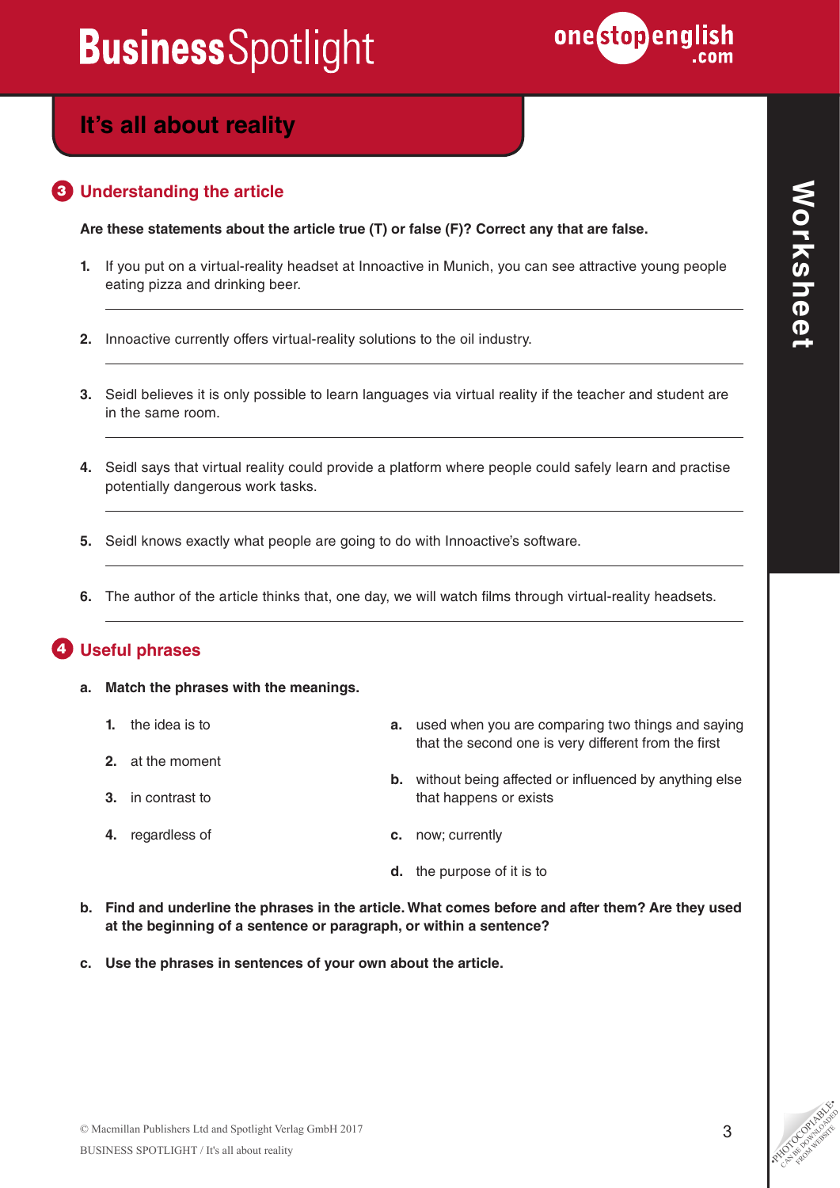## It's all about reality

### 3 Understanding the article

**Are these statements about the article true (T) or false (F)? Correct any that are false.**

1. If you put on a virtual-reality headset at Innoactive in Munich, you can see attractive young people eating pizza and drinking beer.

2. Innoactive currently offers virtual-reality solutions to the oil industry.

3. Seidl believes it is only possible to learn languages via virtual reality if the teacher and student are in the same room.

4. Seidl says that virtual reality could provide a platform where people could safely learn and practise potentially dangerous work tasks.

5. Seidl knows exactly what people are going to do with Innoactive's software.

6. The author of the article thinks that, one day, we will watch films through virtual-reality headsets.

### 4 Useful phrases

**a. Match the phrases with the meanings.**

1. the idea is to
2. at the moment
3. in contrast to
4. regardless of

a. used when you are comparing two things and saying that the second one is very different from the first

b. without being affected or influenced by anything else that happens or exists

c. now; currently

d. the purpose of it is to

**b. Find and underline the phrases in the article. What comes before and after them? Are they used at the beginning of a sentence or paragraph, or within a sentence?**

**c. Use the phrases in sentences of your own about the article.**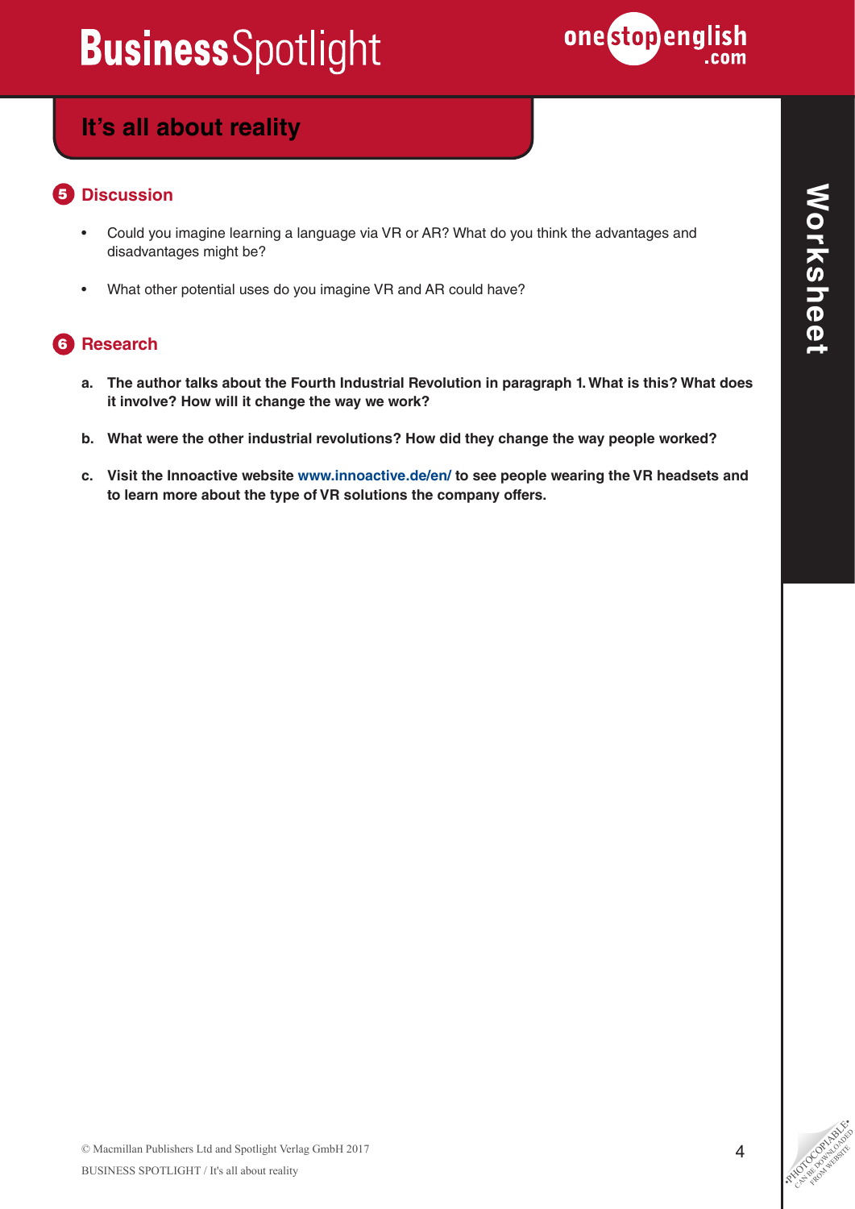## It's all about reality

### 5 Discussion

- Could you imagine learning a language via VR or AR? What do you think the advantages and disadvantages might be?
- What other potential uses do you imagine VR and AR could have?

### 6 Research

**a. The author talks about the Fourth Industrial Revolution in paragraph 1. What is this? What does it involve? How will it change the way we work?**

**b. What were the other industrial revolutions? How did they change the way people worked?**

**c. Visit the Innoactive website www.innoactive.de/en/ to see people wearing the VR headsets and to learn more about the type of VR solutions the company offers.**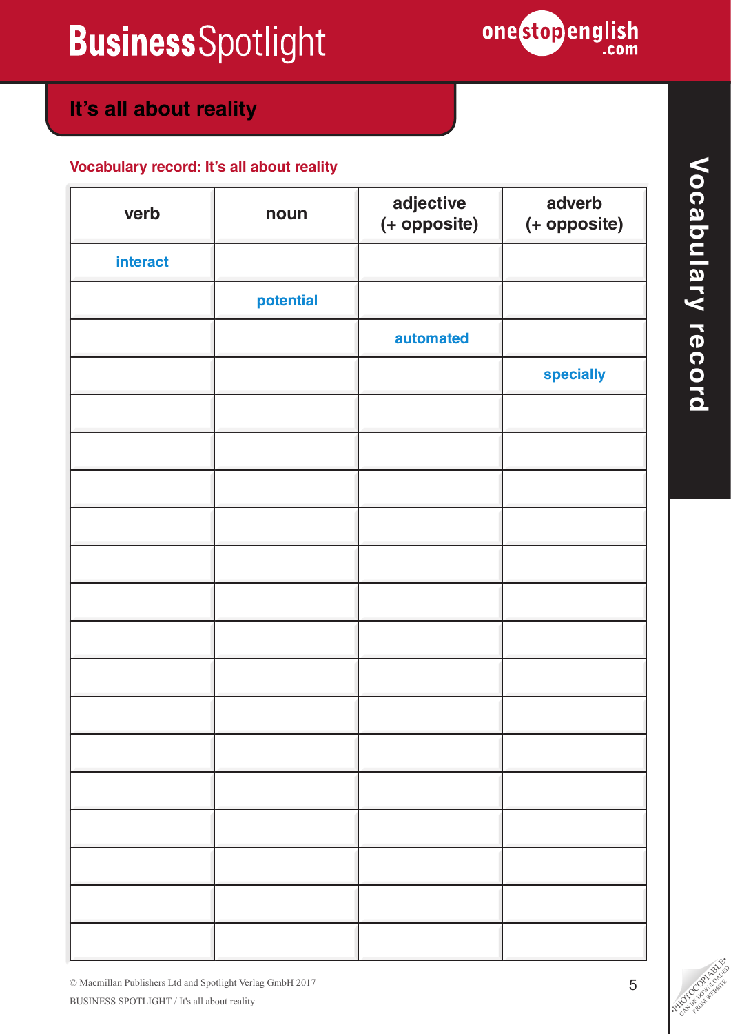## It's all about reality

**Vocabulary record: It's all about reality**

| verb | noun | adjective (+ opposite) | adverb (+ opposite) |
|---|---|---|---|
| interact | | | |
| | potential | | |
| | | automated | |
| | | | specially |
| | | | |
| | | | |
| | | | |
| | | | |
| | | | |
| | | | |
| | | | |
| | | | |
| | | | |
| | | | |
| | | | |
| | | | |
| | | | |
| | | | |
| | | | |

Vocabulary record

© Macmillan Publishers Ltd and Spotlight Verlag GmbH 2017

BUSINESS SPOTLIGHT / It's all about reality

•PHOTOCOPIABLE• CAN BE DOWNLOADED FROM WEBSITE